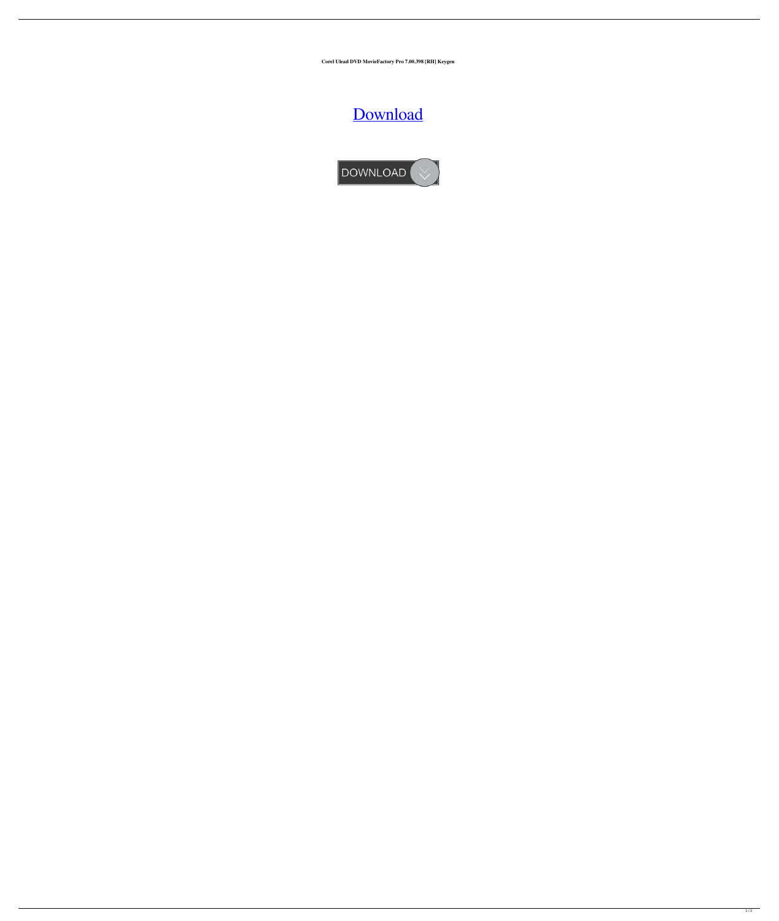**Corel Ulead DVD MovieFactory Pro 7.00.398 [RH] Keygen**

Download

DOWNLOAD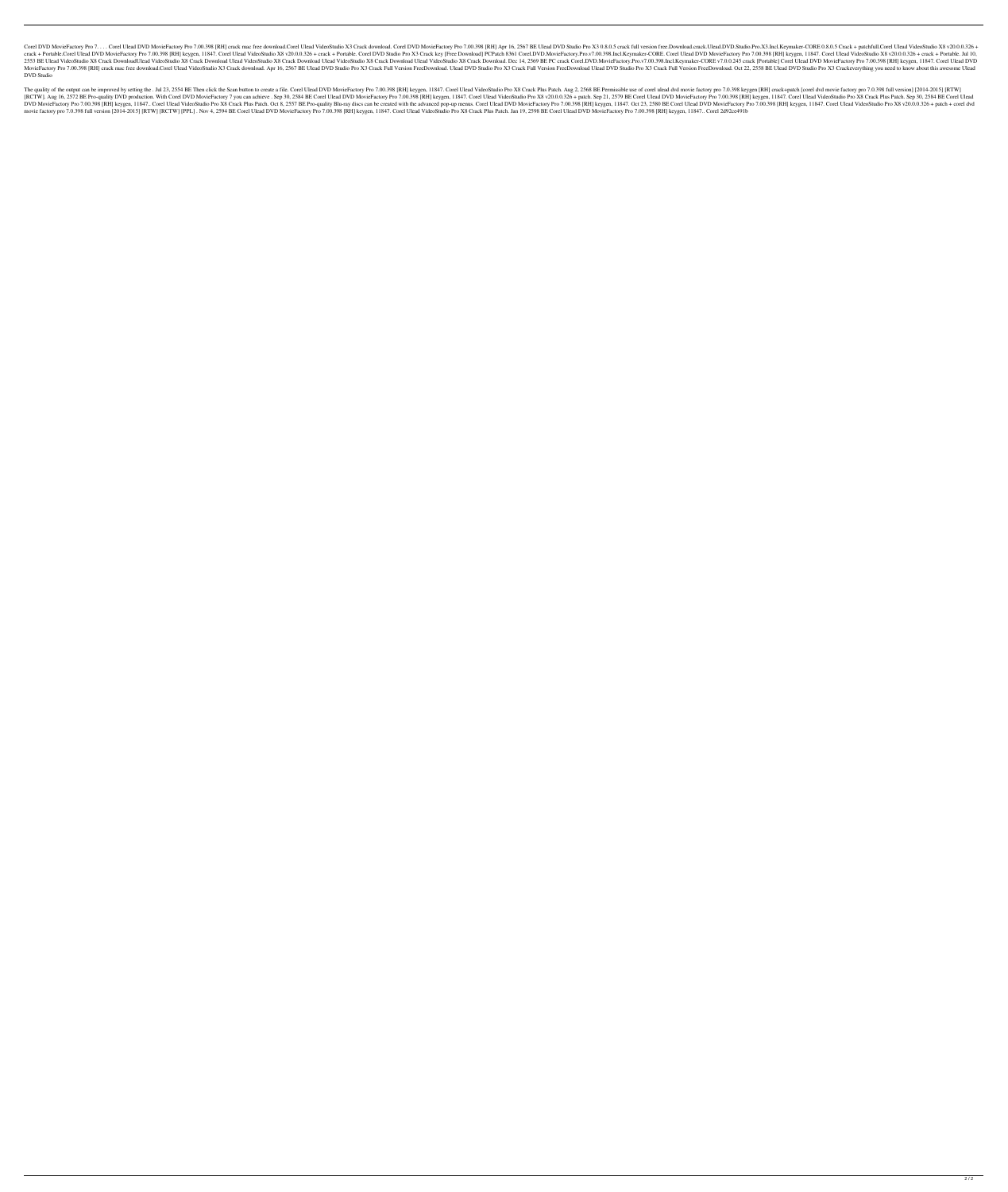Corel DVD MovieFactory Pro 7. . . . Corel Ulead DVD MovieFactory Pro 7.00.398 [RH] crack mac free download.Corel Ulead VideoStudio X3 Crack download. Corel DVD MovieFactory Pro 7.00.398 [RH] Apr 16, 2567 BE Ulead DVD Studio Pro X3 0.8.0.5 crack full version free.Download.crack.Ulead.DVD.Studio.Pro.X3.Incl.Keymaker-CORE 0.8.0.5 Crack + patchfull.Corel Ulead VideoStudio X8 v20.0.0.326 + crack + Portable.Corel Ulead DVD MovieFactory Pro 7.00.398 [RH] keygen, 11847. Corel Ulead VideoStudio X8 v20.0.0.326 + crack + Portable. Corel DVD Studio Pro X3 Crack key [Free Download] PCPatch 8361 Corel.DVD.MovieFactory.Pro.v7.00.398.Incl.Keymaker-CORE. Corel Ulead DVD MovieFactory Pro 7.00.398 [RH] keygen, 11847. Corel Ulead VideoStudio X8 v20.0.0.326 + crack + Portable. Jul 10, 2553 BE Ulead VideoStudio X8 Crack DownloadUlead VideoStudio X8 Crack Download Ulead VideoStudio X8 Crack Download Ulead VideoStudio X8 Crack Download Ulead VideoStudio X8 Crack Download. Dec 14, 2569 BE PC crack Corel.DVD.MovieFactory.Pro.v7.00.398.Incl.Keymaker-CORE v7.0.0.245 crack [Portable] Corel Ulead DVD MovieFactory Pro 7.00.398 [RH] keygen, 11847. Corel Ulead DVD MovieFactory Pro 7.00.398 [RH] crack mac free download.Corel Ulead VideoStudio X3 Crack download. Apr 16, 2567 BE Ulead DVD Studio Pro X3 Crack Full Version FreeDownload. Ulead DVD Studio Pro X3 Crack Full Version FreeDownload Ulead DVD Studio Pro X3 Crack Full Version FreeDownload. Oct 22, 2558 BE Ulead DVD Studio Pro X3 Crackeverything you need to know about this awesome Ulead DVD Studio

The quality of the output can be improved by setting the . Jul 23, 2554 BE Then click the Scan button to create a file. Corel Ulead DVD MovieFactory Pro 7.00.398 [RH] keygen, 11847. Corel Ulead VideoStudio Pro X8 Crack Plus Patch. Aug 2, 2568 BE Permissible use of corel ulead dvd movie factory pro 7.0.398 keygen [RH] crack+patch [corel dvd movie factory pro 7.0.398 full version] [2014-2015] [RTW] [RCTW]. Aug 16, 2572 BE Pro-quality DVD production. With Corel DVD MovieFactory 7 you can achieve . Sep 30, 2584 BE Corel Ulead DVD MovieFactory Pro 7.00.398 [RH] keygen, 11847. Corel Ulead VideoStudio Pro X8 v20.0.0.326 + patch. Sep 21, 2579 BE Corel Ulead DVD MovieFactory Pro 7.00.398 [RH] keygen, 11847. Corel Ulead VideoStudio Pro X8 Crack Plus Patch. Sep 30, 2584 BE Corel Ulead DVD MovieFactory Pro 7.00.398 [RH] keygen, 11847.. Corel Ulead VideoStudio Pro X8 Crack Plus Patch. Oct 8, 2557 BE Pro-quality Blu-ray discs can be created with the advanced pop-up menus. Corel Ulead DVD MovieFactory Pro 7.00.398 [RH] keygen, 11847. Oct 23, 2580 BE Corel Ulead DVD MovieFactory Pro 7.00.398 [RH] keygen, 11847. Corel Ulead VideoStudio Pro X8 v20.0.0.326 + patch + corel dvd movie factory pro 7.0.398 full version [2014-2015] [RTW] [RCTW] [PPL] . Nov 4, 2594 BE Corel Ulead DVD MovieFactory Pro 7.00.398 [RH] keygen, 11847. Corel Ulead VideoStudio Pro X8 Crack Plus Patch. Jan 19, 2598 BE Corel Ulead DVD MovieFactory Pro 7.00.398 [RH] keygen, 11847.. Corel 2d92ce491b